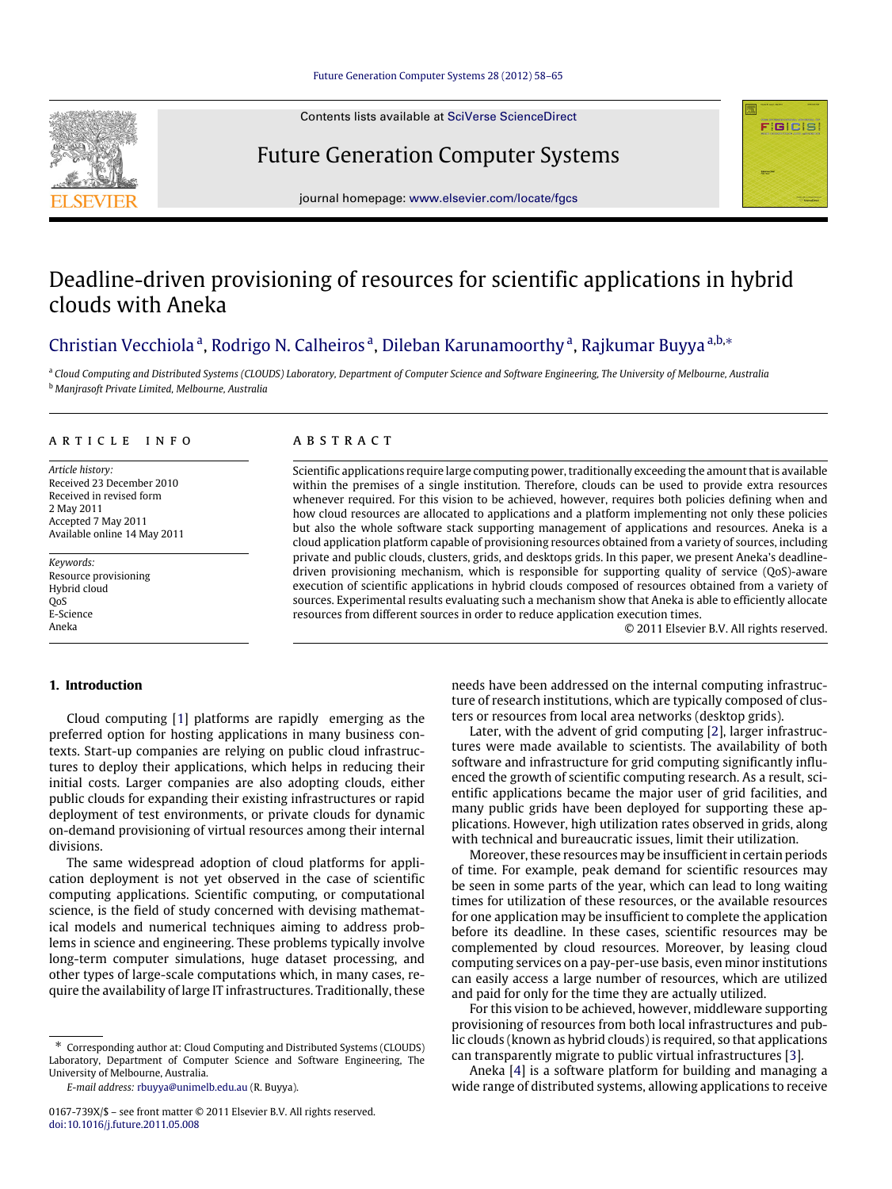Contents lists available at SciVerse ScienceDirect

# Future Generation Computer Systems

journal homepage: www.elsevier.com/locate/fgcs

# Deadline-driven provisioning of resources for scientific applications in hybrid clouds with Aneka

Christian Vecchiola [a], Rodrigo N. Calheiros [a], Dileban Karunamoorthy [a], Rajkumar Buyya [a,b,*]

[a] *Cloud Computing and Distributed Systems (CLOUDS) Laboratory, Department of Computer Science and Software Engineering, The University of Melbourne, Australia*

[b] *Manjrasoft Private Limited, Melbourne, Australia*

## ARTICLE INFO

*Article history:*
Received 23 December 2010
Received in revised form
2 May 2011
Accepted 7 May 2011
Available online 14 May 2011

*Keywords:*
Resource provisioning
Hybrid cloud
QoS
E-Science
Aneka

## ABSTRACT

Scientific applications require large computing power, traditionally exceeding the amount that is available within the premises of a single institution. Therefore, clouds can be used to provide extra resources whenever required. For this vision to be achieved, however, requires both policies defining when and how cloud resources are allocated to applications and a platform implementing not only these policies but also the whole software stack supporting management of applications and resources. Aneka is a cloud application platform capable of provisioning resources obtained from a variety of sources, including private and public clouds, clusters, grids, and desktops grids. In this paper, we present Aneka's deadline-driven provisioning mechanism, which is responsible for supporting quality of service (QoS)-aware execution of scientific applications in hybrid clouds composed of resources obtained from a variety of sources. Experimental results evaluating such a mechanism show that Aneka is able to efficiently allocate resources from different sources in order to reduce application execution times.

© 2011 Elsevier B.V. All rights reserved.

## 1. Introduction

Cloud computing [1] platforms are rapidly emerging as the preferred option for hosting applications in many business contexts. Start-up companies are relying on public cloud infrastructures to deploy their applications, which helps in reducing their initial costs. Larger companies are also adopting clouds, either public clouds for expanding their existing infrastructures or rapid deployment of test environments, or private clouds for dynamic on-demand provisioning of virtual resources among their internal divisions.

The same widespread adoption of cloud platforms for application deployment is not yet observed in the case of scientific computing applications. Scientific computing, or computational science, is the field of study concerned with devising mathematical models and numerical techniques aiming to address problems in science and engineering. These problems typically involve long-term computer simulations, huge dataset processing, and other types of large-scale computations which, in many cases, require the availability of large IT infrastructures. Traditionally, these needs have been addressed on the internal computing infrastructure of research institutions, which are typically composed of clusters or resources from local area networks (desktop grids).

Later, with the advent of grid computing [2], larger infrastructures were made available to scientists. The availability of both software and infrastructure for grid computing significantly influenced the growth of scientific computing research. As a result, scientific applications became the major user of grid facilities, and many public grids have been deployed for supporting these applications. However, high utilization rates observed in grids, along with technical and bureaucratic issues, limit their utilization.

Moreover, these resources may be insufficient in certain periods of time. For example, peak demand for scientific resources may be seen in some parts of the year, which can lead to long waiting times for utilization of these resources, or the available resources for one application may be insufficient to complete the application before its deadline. In these cases, scientific resources may be complemented by cloud resources. Moreover, by leasing cloud computing services on a pay-per-use basis, even minor institutions can easily access a large number of resources, which are utilized and paid for only for the time they are actually utilized.

For this vision to be achieved, however, middleware supporting provisioning of resources from both local infrastructures and public clouds (known as hybrid clouds) is required, so that applications can transparently migrate to public virtual infrastructures [3].

Aneka [4] is a software platform for building and managing a wide range of distributed systems, allowing applications to receive

* Corresponding author at: Cloud Computing and Distributed Systems (CLOUDS) Laboratory, Department of Computer Science and Software Engineering, The University of Melbourne, Australia.

*E-mail address:* rbuyya@unimelb.edu.au (R. Buyya).

0167-739X/$ – see front matter © 2011 Elsevier B.V. All rights reserved.
doi:10.1016/j.future.2011.05.008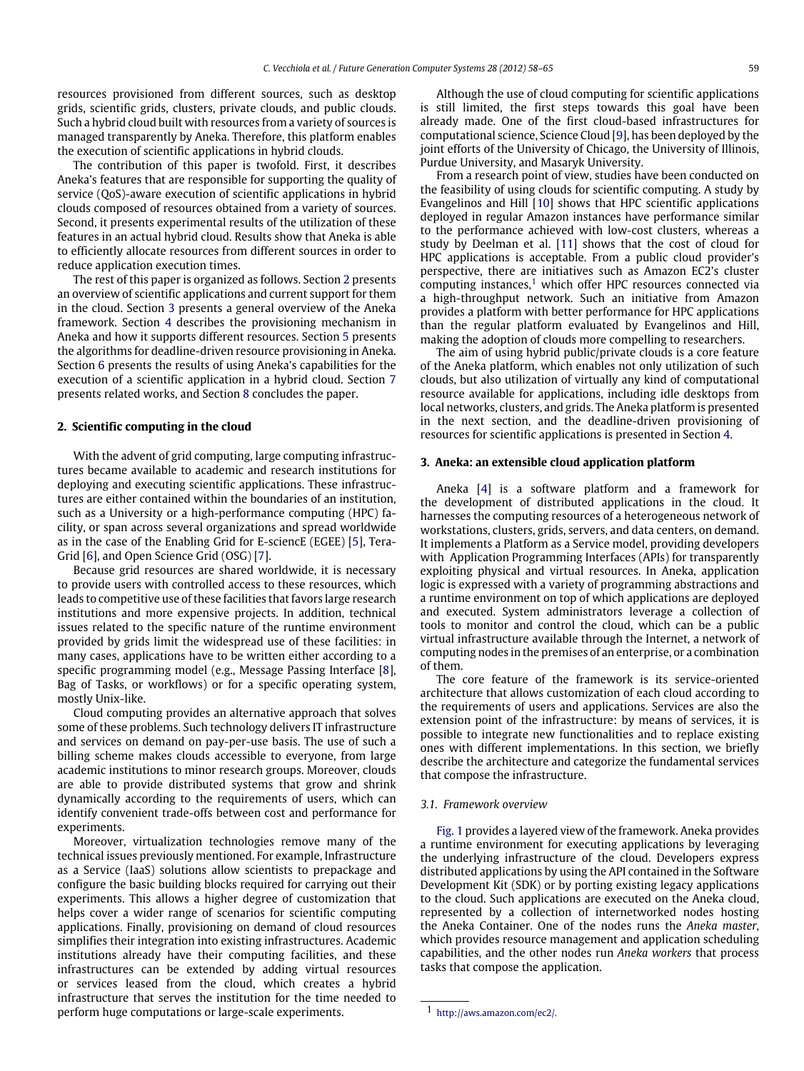resources provisioned from different sources, such as desktop grids, scientific grids, clusters, private clouds, and public clouds. Such a hybrid cloud built with resources from a variety of sources is managed transparently by Aneka. Therefore, this platform enables the execution of scientific applications in hybrid clouds.

The contribution of this paper is twofold. First, it describes Aneka's features that are responsible for supporting the quality of service (QoS)-aware execution of scientific applications in hybrid clouds composed of resources obtained from a variety of sources. Second, it presents experimental results of the utilization of these features in an actual hybrid cloud. Results show that Aneka is able to efficiently allocate resources from different sources in order to reduce application execution times.

The rest of this paper is organized as follows. Section 2 presents an overview of scientific applications and current support for them in the cloud. Section 3 presents a general overview of the Aneka framework. Section 4 describes the provisioning mechanism in Aneka and how it supports different resources. Section 5 presents the algorithms for deadline-driven resource provisioning in Aneka. Section 6 presents the results of using Aneka's capabilities for the execution of a scientific application in a hybrid cloud. Section 7 presents related works, and Section 8 concludes the paper.

## 2. Scientific computing in the cloud

With the advent of grid computing, large computing infrastructures became available to academic and research institutions for deploying and executing scientific applications. These infrastructures are either contained within the boundaries of an institution, such as a University or a high-performance computing (HPC) facility, or span across several organizations and spread worldwide as in the case of the Enabling Grid for E-sciencE (EGEE) [5], TeraGrid [6], and Open Science Grid (OSG) [7].

Because grid resources are shared worldwide, it is necessary to provide users with controlled access to these resources, which leads to competitive use of these facilities that favors large research institutions and more expensive projects. In addition, technical issues related to the specific nature of the runtime environment provided by grids limit the widespread use of these facilities: in many cases, applications have to be written either according to a specific programming model (e.g., Message Passing Interface [8], Bag of Tasks, or workflows) or for a specific operating system, mostly Unix-like.

Cloud computing provides an alternative approach that solves some of these problems. Such technology delivers IT infrastructure and services on demand on pay-per-use basis. The use of such a billing scheme makes clouds accessible to everyone, from large academic institutions to minor research groups. Moreover, clouds are able to provide distributed systems that grow and shrink dynamically according to the requirements of users, which can identify convenient trade-offs between cost and performance for experiments.

Moreover, virtualization technologies remove many of the technical issues previously mentioned. For example, Infrastructure as a Service (IaaS) solutions allow scientists to prepackage and configure the basic building blocks required for carrying out their experiments. This allows a higher degree of customization that helps cover a wider range of scenarios for scientific computing applications. Finally, provisioning on demand of cloud resources simplifies their integration into existing infrastructures. Academic institutions already have their computing facilities, and these infrastructures can be extended by adding virtual resources or services leased from the cloud, which creates a hybrid infrastructure that serves the institution for the time needed to perform huge computations or large-scale experiments.

Although the use of cloud computing for scientific applications is still limited, the first steps towards this goal have been already made. One of the first cloud-based infrastructures for computational science, Science Cloud [9], has been deployed by the joint efforts of the University of Chicago, the University of Illinois, Purdue University, and Masaryk University.

From a research point of view, studies have been conducted on the feasibility of using clouds for scientific computing. A study by Evangelinos and Hill [10] shows that HPC scientific applications deployed in regular Amazon instances have performance similar to the performance achieved with low-cost clusters, whereas a study by Deelman et al. [11] shows that the cost of cloud for HPC applications is acceptable. From a public cloud provider's perspective, there are initiatives such as Amazon EC2's cluster computing instances,[1] which offer HPC resources connected via a high-throughput network. Such an initiative from Amazon provides a platform with better performance for HPC applications than the regular platform evaluated by Evangelinos and Hill, making the adoption of clouds more compelling to researchers.

The aim of using hybrid public/private clouds is a core feature of the Aneka platform, which enables not only utilization of such clouds, but also utilization of virtually any kind of computational resource available for applications, including idle desktops from local networks, clusters, and grids. The Aneka platform is presented in the next section, and the deadline-driven provisioning of resources for scientific applications is presented in Section 4.

## 3. Aneka: an extensible cloud application platform

Aneka [4] is a software platform and a framework for the development of distributed applications in the cloud. It harnesses the computing resources of a heterogeneous network of workstations, clusters, grids, servers, and data centers, on demand. It implements a Platform as a Service model, providing developers with Application Programming Interfaces (APIs) for transparently exploiting physical and virtual resources. In Aneka, application logic is expressed with a variety of programming abstractions and a runtime environment on top of which applications are deployed and executed. System administrators leverage a collection of tools to monitor and control the cloud, which can be a public virtual infrastructure available through the Internet, a network of computing nodes in the premises of an enterprise, or a combination of them.

The core feature of the framework is its service-oriented architecture that allows customization of each cloud according to the requirements of users and applications. Services are also the extension point of the infrastructure: by means of services, it is possible to integrate new functionalities and to replace existing ones with different implementations. In this section, we briefly describe the architecture and categorize the fundamental services that compose the infrastructure.

### 3.1. Framework overview

Fig. 1 provides a layered view of the framework. Aneka provides a runtime environment for executing applications by leveraging the underlying infrastructure of the cloud. Developers express distributed applications by using the API contained in the Software Development Kit (SDK) or by porting existing legacy applications to the cloud. Such applications are executed on the Aneka cloud, represented by a collection of internetworked nodes hosting the Aneka Container. One of the nodes runs the *Aneka master*, which provides resource management and application scheduling capabilities, and the other nodes run *Aneka workers* that process tasks that compose the application.

[1] http://aws.amazon.com/ec2/.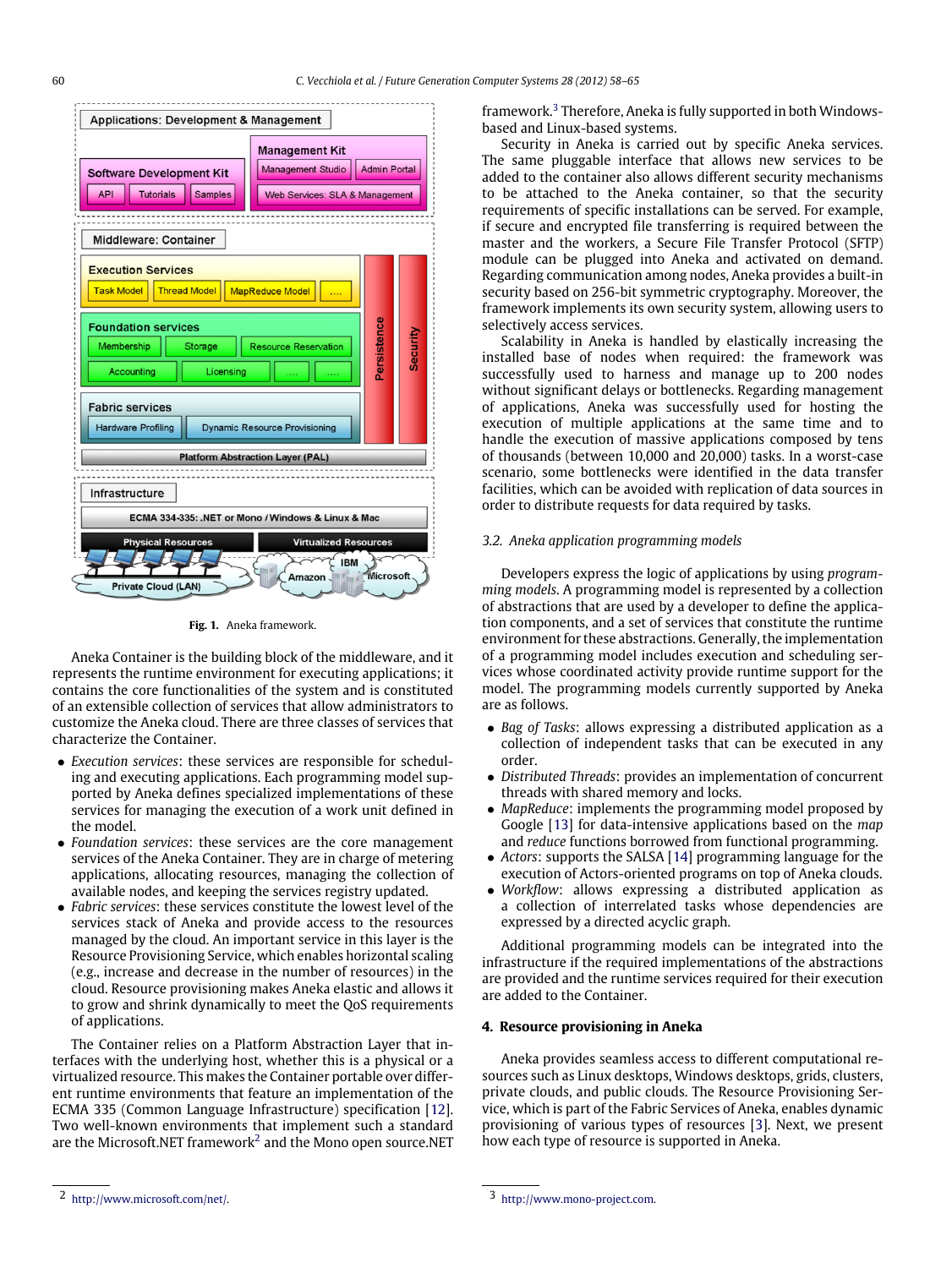Fig. 1. Aneka framework.

Aneka Container is the building block of the middleware, and it represents the runtime environment for executing applications; it contains the core functionalities of the system and is constituted of an extensible collection of services that allow administrators to customize the Aneka cloud. There are three classes of services that characterize the Container.

- *Execution services*: these services are responsible for scheduling and executing applications. Each programming model supported by Aneka defines specialized implementations of these services for managing the execution of a work unit defined in the model.
- *Foundation services*: these services are the core management services of the Aneka Container. They are in charge of metering applications, allocating resources, managing the collection of available nodes, and keeping the services registry updated.
- *Fabric services*: these services constitute the lowest level of the services stack of Aneka and provide access to the resources managed by the cloud. An important service in this layer is the Resource Provisioning Service, which enables horizontal scaling (e.g., increase and decrease in the number of resources) in the cloud. Resource provisioning makes Aneka elastic and allows it to grow and shrink dynamically to meet the QoS requirements of applications.

The Container relies on a Platform Abstraction Layer that interfaces with the underlying host, whether this is a physical or a virtualized resource. This makes the Container portable over different runtime environments that feature an implementation of the ECMA 335 (Common Language Infrastructure) specification [12]. Two well-known environments that implement such a standard are the Microsoft.NET framework[2] and the Mono open source.NET framework.[3] Therefore, Aneka is fully supported in both Windows-based and Linux-based systems.

Security in Aneka is carried out by specific Aneka services. The same pluggable interface that allows new services to be added to the container also allows different security mechanisms to be attached to the Aneka container, so that the security requirements of specific installations can be served. For example, if secure and encrypted file transferring is required between the master and the workers, a Secure File Transfer Protocol (SFTP) module can be plugged into Aneka and activated on demand. Regarding communication among nodes, Aneka provides a built-in security based on 256-bit symmetric cryptography. Moreover, the framework implements its own security system, allowing users to selectively access services.

Scalability in Aneka is handled by elastically increasing the installed base of nodes when required: the framework was successfully used to harness and manage up to 200 nodes without significant delays or bottlenecks. Regarding management of applications, Aneka was successfully used for hosting the execution of multiple applications at the same time and to handle the execution of massive applications composed by tens of thousands (between 10,000 and 20,000) tasks. In a worst-case scenario, some bottlenecks were identified in the data transfer facilities, which can be avoided with replication of data sources in order to distribute requests for data required by tasks.

### 3.2. Aneka application programming models

Developers express the logic of applications by using *programming models*. A programming model is represented by a collection of abstractions that are used by a developer to define the application components, and a set of services that constitute the runtime environment for these abstractions. Generally, the implementation of a programming model includes execution and scheduling services whose coordinated activity provide runtime support for the model. The programming models currently supported by Aneka are as follows.

- *Bag of Tasks*: allows expressing a distributed application as a collection of independent tasks that can be executed in any order.
- *Distributed Threads*: provides an implementation of concurrent threads with shared memory and locks.
- *MapReduce*: implements the programming model proposed by Google [13] for data-intensive applications based on the *map* and *reduce* functions borrowed from functional programming.
- *Actors*: supports the SALSA [14] programming language for the execution of Actors-oriented programs on top of Aneka clouds.
- *Workflow*: allows expressing a distributed application as a collection of interrelated tasks whose dependencies are expressed by a directed acyclic graph.

Additional programming models can be integrated into the infrastructure if the required implementations of the abstractions are provided and the runtime services required for their execution are added to the Container.

## 4. Resource provisioning in Aneka

Aneka provides seamless access to different computational resources such as Linux desktops, Windows desktops, grids, clusters, private clouds, and public clouds. The Resource Provisioning Service, which is part of the Fabric Services of Aneka, enables dynamic provisioning of various types of resources [3]. Next, we present how each type of resource is supported in Aneka.

[2] http://www.microsoft.com/net/.

[3] http://www.mono-project.com.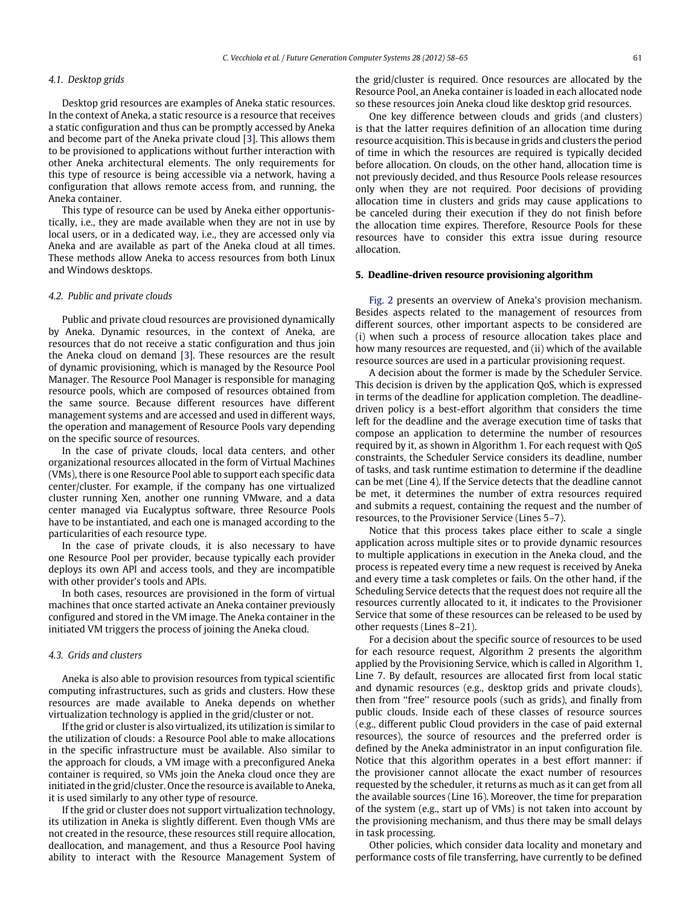### 4.1. Desktop grids

Desktop grid resources are examples of Aneka static resources. In the context of Aneka, a static resource is a resource that receives a static configuration and thus can be promptly accessed by Aneka and become part of the Aneka private cloud [3]. This allows them to be provisioned to applications without further interaction with other Aneka architectural elements. The only requirements for this type of resource is being accessible via a network, having a configuration that allows remote access from, and running, the Aneka container.

This type of resource can be used by Aneka either opportunistically, i.e., they are made available when they are not in use by local users, or in a dedicated way, i.e., they are accessed only via Aneka and are available as part of the Aneka cloud at all times. These methods allow Aneka to access resources from both Linux and Windows desktops.

### 4.2. Public and private clouds

Public and private cloud resources are provisioned dynamically by Aneka. Dynamic resources, in the context of Aneka, are resources that do not receive a static configuration and thus join the Aneka cloud on demand [3]. These resources are the result of dynamic provisioning, which is managed by the Resource Pool Manager. The Resource Pool Manager is responsible for managing resource pools, which are composed of resources obtained from the same source. Because different resources have different management systems and are accessed and used in different ways, the operation and management of Resource Pools vary depending on the specific source of resources.

In the case of private clouds, local data centers, and other organizational resources allocated in the form of Virtual Machines (VMs), there is one Resource Pool able to support each specific data center/cluster. For example, if the company has one virtualized cluster running Xen, another one running VMware, and a data center managed via Eucalyptus software, three Resource Pools have to be instantiated, and each one is managed according to the particularities of each resource type.

In the case of private clouds, it is also necessary to have one Resource Pool per provider, because typically each provider deploys its own API and access tools, and they are incompatible with other provider's tools and APIs.

In both cases, resources are provisioned in the form of virtual machines that once started activate an Aneka container previously configured and stored in the VM image. The Aneka container in the initiated VM triggers the process of joining the Aneka cloud.

### 4.3. Grids and clusters

Aneka is also able to provision resources from typical scientific computing infrastructures, such as grids and clusters. How these resources are made available to Aneka depends on whether virtualization technology is applied in the grid/cluster or not.

If the grid or cluster is also virtualized, its utilization is similar to the utilization of clouds: a Resource Pool able to make allocations in the specific infrastructure must be available. Also similar to the approach for clouds, a VM image with a preconfigured Aneka container is required, so VMs join the Aneka cloud once they are initiated in the grid/cluster. Once the resource is available to Aneka, it is used similarly to any other type of resource.

If the grid or cluster does not support virtualization technology, its utilization in Aneka is slightly different. Even though VMs are not created in the resource, these resources still require allocation, deallocation, and management, and thus a Resource Pool having ability to interact with the Resource Management System of the grid/cluster is required. Once resources are allocated by the Resource Pool, an Aneka container is loaded in each allocated node so these resources join Aneka cloud like desktop grid resources.

One key difference between clouds and grids (and clusters) is that the latter requires definition of an allocation time during resource acquisition. This is because in grids and clusters the period of time in which the resources are required is typically decided before allocation. On clouds, on the other hand, allocation time is not previously decided, and thus Resource Pools release resources only when they are not required. Poor decisions of providing allocation time in clusters and grids may cause applications to be canceled during their execution if they do not finish before the allocation time expires. Therefore, Resource Pools for these resources have to consider this extra issue during resource allocation.

## 5. Deadline-driven resource provisioning algorithm

Fig. 2 presents an overview of Aneka's provision mechanism. Besides aspects related to the management of resources from different sources, other important aspects to be considered are (i) when such a process of resource allocation takes place and how many resources are requested, and (ii) which of the available resource sources are used in a particular provisioning request.

A decision about the former is made by the Scheduler Service. This decision is driven by the application QoS, which is expressed in terms of the deadline for application completion. The deadline-driven policy is a best-effort algorithm that considers the time left for the deadline and the average execution time of tasks that compose an application to determine the number of resources required by it, as shown in Algorithm 1. For each request with QoS constraints, the Scheduler Service considers its deadline, number of tasks, and task runtime estimation to determine if the deadline can be met (Line 4). If the Service detects that the deadline cannot be met, it determines the number of extra resources required and submits a request, containing the request and the number of resources, to the Provisioner Service (Lines 5–7).

Notice that this process takes place either to scale a single application across multiple sites or to provide dynamic resources to multiple applications in execution in the Aneka cloud, and the process is repeated every time a new request is received by Aneka and every time a task completes or fails. On the other hand, if the Scheduling Service detects that the request does not require all the resources currently allocated to it, it indicates to the Provisioner Service that some of these resources can be released to be used by other requests (Lines 8–21).

For a decision about the specific source of resources to be used for each resource request, Algorithm 2 presents the algorithm applied by the Provisioning Service, which is called in Algorithm 1, Line 7. By default, resources are allocated first from local static and dynamic resources (e.g., desktop grids and private clouds), then from "free" resource pools (such as grids), and finally from public clouds. Inside each of these classes of resource sources (e.g., different public Cloud providers in the case of paid external resources), the source of resources and the preferred order is defined by the Aneka administrator in an input configuration file. Notice that this algorithm operates in a best effort manner: if the provisioner cannot allocate the exact number of resources requested by the scheduler, it returns as much as it can get from all the available sources (Line 16). Moreover, the time for preparation of the system (e.g., start up of VMs) is not taken into account by the provisioning mechanism, and thus there may be small delays in task processing.

Other policies, which consider data locality and monetary and performance costs of file transferring, have currently to be defined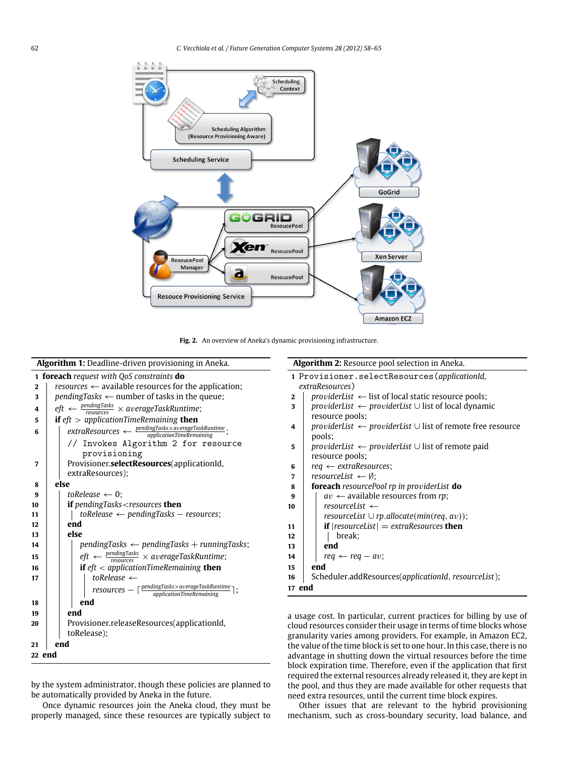Fig. 2. An overview of Aneka's dynamic provisioning infrastructure.

**Algorithm 1:** Deadline-driven provisioning in Aneka.

```
1  foreach request with QoS constraints do
2      resources ← available resources for the application;
3      pendingTasks ← number of tasks in the queue;
4      eft ← (pendingTasks / resources) × averageTaskRuntime;
5      if eft > applicationTimeRemaining then
6          extraResources ← (pendingTasks × averageTaskRuntime) / applicationTimeRemaining;
           // Invokes Algorithm 2 for resource provisioning
7          Provisioner.selectResources(applicationId, extraResources);
8      else
9          toRelease ← 0;
10         if pendingTasks < resources then
11             toRelease ← pendingTasks − resources;
12         end
13         else
14             pendingTasks ← pendingTasks + runningTasks;
15             eft ← (pendingTasks / resources) × averageTaskRuntime;
16             if eft < applicationTimeRemaining then
17                 toRelease ← resources − ⌈(pendingTasks × averageTaskRuntime) / applicationTimeRemaining⌉;
18             end
19         end
20         Provisioner.releaseResources(applicationId, toRelease);
21     end
22 end
```

**Algorithm 2:** Resource pool selection in Aneka.

```
1  Provisioner.selectResources(applicationId, extraResources)
2      providerList ← list of local static resource pools;
3      providerList ← providerList ∪ list of local dynamic resource pools;
4      providerList ← providerList ∪ list of remote free resource pools;
5      providerList ← providerList ∪ list of remote paid resource pools;
6      req ← extraResources;
7      resourceList ← ∅;
8      foreach resourcePool rp in providerList do
9          av ← available resources from rp;
10         resourceList ← resourceList ∪ rp.allocate(min(req, av));
11         if |resourceList| = extraResources then
12             break;
13         end
14         req ← req − av;
15     end
16     Scheduler.addResources(applicationId, resourceList);
17 end
```

by the system administrator, though these policies are planned to be automatically provided by Aneka in the future.

Once dynamic resources join the Aneka cloud, they must be properly managed, since these resources are typically subject to a usage cost. In particular, current practices for billing by use of cloud resources consider their usage in terms of time blocks whose granularity varies among providers. For example, in Amazon EC2, the value of the time block is set to one hour. In this case, there is no advantage in shutting down the virtual resources before the time block expiration time. Therefore, even if the application that first required the external resources already released it, they are kept in the pool, and thus they are made available for other requests that need extra resources, until the current time block expires.

Other issues that are relevant to the hybrid provisioning mechanism, such as cross-boundary security, load balance, and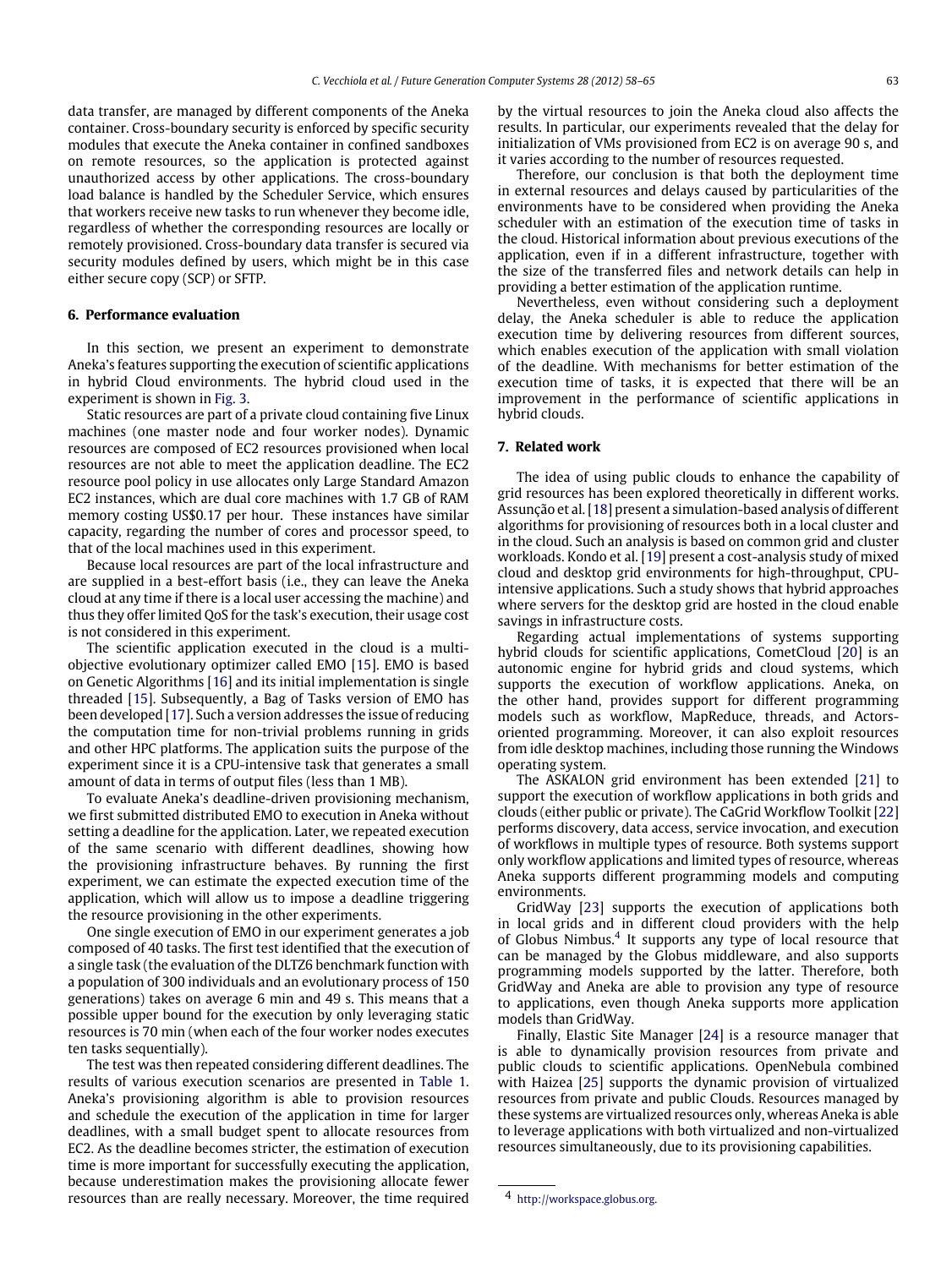data transfer, are managed by different components of the Aneka container. Cross-boundary security is enforced by specific security modules that execute the Aneka container in confined sandboxes on remote resources, so the application is protected against unauthorized access by other applications. The cross-boundary load balance is handled by the Scheduler Service, which ensures that workers receive new tasks to run whenever they become idle, regardless of whether the corresponding resources are locally or remotely provisioned. Cross-boundary data transfer is secured via security modules defined by users, which might be in this case either secure copy (SCP) or SFTP.

## 6. Performance evaluation

In this section, we present an experiment to demonstrate Aneka's features supporting the execution of scientific applications in hybrid Cloud environments. The hybrid cloud used in the experiment is shown in Fig. 3.

Static resources are part of a private cloud containing five Linux machines (one master node and four worker nodes). Dynamic resources are composed of EC2 resources provisioned when local resources are not able to meet the application deadline. The EC2 resource pool policy in use allocates only Large Standard Amazon EC2 instances, which are dual core machines with 1.7 GB of RAM memory costing US$0.17 per hour. These instances have similar capacity, regarding the number of cores and processor speed, to that of the local machines used in this experiment.

Because local resources are part of the local infrastructure and are supplied in a best-effort basis (i.e., they can leave the Aneka cloud at any time if there is a local user accessing the machine) and thus they offer limited QoS for the task's execution, their usage cost is not considered in this experiment.

The scientific application executed in the cloud is a multi-objective evolutionary optimizer called EMO [15]. EMO is based on Genetic Algorithms [16] and its initial implementation is single threaded [15]. Subsequently, a Bag of Tasks version of EMO has been developed [17]. Such a version addresses the issue of reducing the computation time for non-trivial problems running in grids and other HPC platforms. The application suits the purpose of the experiment since it is a CPU-intensive task that generates a small amount of data in terms of output files (less than 1 MB).

To evaluate Aneka's deadline-driven provisioning mechanism, we first submitted distributed EMO to execution in Aneka without setting a deadline for the application. Later, we repeated execution of the same scenario with different deadlines, showing how the provisioning infrastructure behaves. By running the first experiment, we can estimate the expected execution time of the application, which will allow us to impose a deadline triggering the resource provisioning in the other experiments.

One single execution of EMO in our experiment generates a job composed of 40 tasks. The first test identified that the execution of a single task (the evaluation of the DLTZ6 benchmark function with a population of 300 individuals and an evolutionary process of 150 generations) takes on average 6 min and 49 s. This means that a possible upper bound for the execution by only leveraging static resources is 70 min (when each of the four worker nodes executes ten tasks sequentially).

The test was then repeated considering different deadlines. The results of various execution scenarios are presented in Table 1. Aneka's provisioning algorithm is able to provision resources and schedule the execution of the application in time for larger deadlines, with a small budget spent to allocate resources from EC2. As the deadline becomes stricter, the estimation of execution time is more important for successfully executing the application, because underestimation makes the provisioning allocate fewer resources than are really necessary. Moreover, the time required by the virtual resources to join the Aneka cloud also affects the results. In particular, our experiments revealed that the delay for initialization of VMs provisioned from EC2 is on average 90 s, and it varies according to the number of resources requested.

Therefore, our conclusion is that both the deployment time in external resources and delays caused by particularities of the environments have to be considered when providing the Aneka scheduler with an estimation of the execution time of tasks in the cloud. Historical information about previous executions of the application, even if in a different infrastructure, together with the size of the transferred files and network details can help in providing a better estimation of the application runtime.

Nevertheless, even without considering such a deployment delay, the Aneka scheduler is able to reduce the application execution time by delivering resources from different sources, which enables execution of the application with small violation of the deadline. With mechanisms for better estimation of the execution time of tasks, it is expected that there will be an improvement in the performance of scientific applications in hybrid clouds.

## 7. Related work

The idea of using public clouds to enhance the capability of grid resources has been explored theoretically in different works. Assunção et al. [18] present a simulation-based analysis of different algorithms for provisioning of resources both in a local cluster and in the cloud. Such an analysis is based on common grid and cluster workloads. Kondo et al. [19] present a cost-analysis study of mixed cloud and desktop grid environments for high-throughput, CPU-intensive applications. Such a study shows that hybrid approaches where servers for the desktop grid are hosted in the cloud enable savings in infrastructure costs.

Regarding actual implementations of systems supporting hybrid clouds for scientific applications, CometCloud [20] is an autonomic engine for hybrid grids and cloud systems, which supports the execution of workflow applications. Aneka, on the other hand, provides support for different programming models such as workflow, MapReduce, threads, and Actors-oriented programming. Moreover, it can also exploit resources from idle desktop machines, including those running the Windows operating system.

The ASKALON grid environment has been extended [21] to support the execution of workflow applications in both grids and clouds (either public or private). The CaGrid Workflow Toolkit [22] performs discovery, data access, service invocation, and execution of workflows in multiple types of resource. Both systems support only workflow applications and limited types of resource, whereas Aneka supports different programming models and computing environments.

GridWay [23] supports the execution of applications both in local grids and in different cloud providers with the help of Globus Nimbus.[4] It supports any type of local resource that can be managed by the Globus middleware, and also supports programming models supported by the latter. Therefore, both GridWay and Aneka are able to provision any type of resource to applications, even though Aneka supports more application models than GridWay.

Finally, Elastic Site Manager [24] is a resource manager that is able to dynamically provision resources from private and public clouds to scientific applications. OpenNebula combined with Haizea [25] supports the dynamic provision of virtualized resources from private and public Clouds. Resources managed by these systems are virtualized resources only, whereas Aneka is able to leverage applications with both virtualized and non-virtualized resources simultaneously, due to its provisioning capabilities.

[4] http://workspace.globus.org.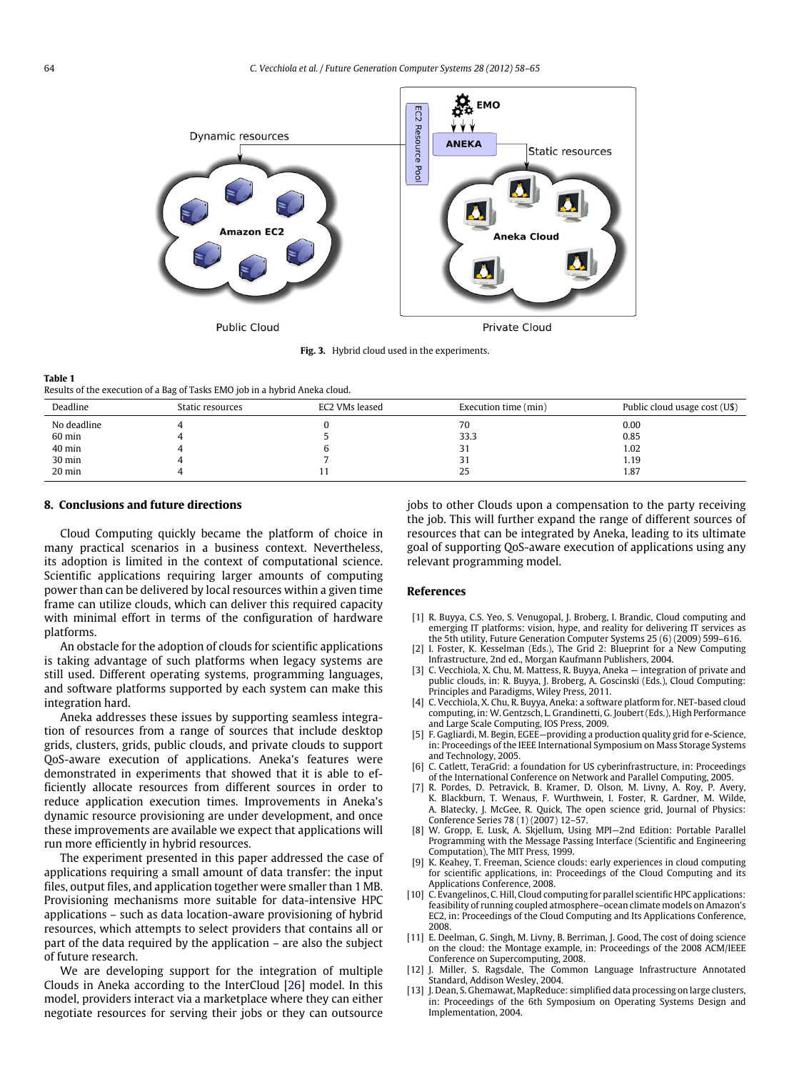Fig. 3. Hybrid cloud used in the experiments.

**Table 1**
Results of the execution of a Bag of Tasks EMO job in a hybrid Aneka cloud.

| Deadline | Static resources | EC2 VMs leased | Execution time (min) | Public cloud usage cost (U$) |
|---|---|---|---|---|
| No deadline | 4 | 0 | 70 | 0.00 |
| 60 min | 4 | 5 | 33.3 | 0.85 |
| 40 min | 4 | 6 | 31 | 1.02 |
| 30 min | 4 | 7 | 31 | 1.19 |
| 20 min | 4 | 11 | 25 | 1.87 |

## 8. Conclusions and future directions

Cloud Computing quickly became the platform of choice in many practical scenarios in a business context. Nevertheless, its adoption is limited in the context of computational science. Scientific applications requiring larger amounts of computing power than can be delivered by local resources within a given time frame can utilize clouds, which can deliver this required capacity with minimal effort in terms of the configuration of hardware platforms.

An obstacle for the adoption of clouds for scientific applications is taking advantage of such platforms when legacy systems are still used. Different operating systems, programming languages, and software platforms supported by each system can make this integration hard.

Aneka addresses these issues by supporting seamless integration of resources from a range of sources that include desktop grids, clusters, grids, public clouds, and private clouds to support QoS-aware execution of applications. Aneka's features were demonstrated in experiments that showed that it is able to efficiently allocate resources from different sources in order to reduce application execution times. Improvements in Aneka's dynamic resource provisioning are under development, and once these improvements are available we expect that applications will run more efficiently in hybrid resources.

The experiment presented in this paper addressed the case of applications requiring a small amount of data transfer: the input files, output files, and application together were smaller than 1 MB. Provisioning mechanisms more suitable for data-intensive HPC applications – such as data location-aware provisioning of hybrid resources, which attempts to select providers that contains all or part of the data required by the application – are also the subject of future research.

We are developing support for the integration of multiple Clouds in Aneka according to the InterCloud [26] model. In this model, providers interact via a marketplace where they can either negotiate resources for serving their jobs or they can outsource jobs to other Clouds upon a compensation to the party receiving the job. This will further expand the range of different sources of resources that can be integrated by Aneka, leading to its ultimate goal of supporting QoS-aware execution of applications using any relevant programming model.

## References

[1] R. Buyya, C.S. Yeo, S. Venugopal, J. Broberg, I. Brandic, Cloud computing and emerging IT platforms: vision, hype, and reality for delivering IT services as the 5th utility, Future Generation Computer Systems 25 (6) (2009) 599–616.

[2] I. Foster, K. Kesselman (Eds.), The Grid 2: Blueprint for a New Computing Infrastructure, 2nd ed., Morgan Kaufmann Publishers, 2004.

[3] C. Vecchiola, X. Chu, M. Mattess, R. Buyya, Aneka — integration of private and public clouds, in: R. Buyya, J. Broberg, A. Goscinski (Eds.), Cloud Computing: Principles and Paradigms, Wiley Press, 2011.

[4] C. Vecchiola, X. Chu, R. Buyya, Aneka: a software platform for .NET-based cloud computing, in: W. Gentzsch, L. Grandinetti, G. Joubert (Eds.), High Performance and Large Scale Computing, IOS Press, 2009.

[5] F. Gagliardi, M. Begin, EGEE—providing a production quality grid for e-Science, in: Proceedings of the IEEE International Symposium on Mass Storage Systems and Technology, 2005.

[6] C. Catlett, TeraGrid: a foundation for US cyberinfrastructure, in: Proceedings of the International Conference on Network and Parallel Computing, 2005.

[7] R. Pordes, D. Petravick, B. Kramer, D. Olson, M. Livny, A. Roy, P. Avery, K. Blackburn, T. Wenaus, F. Wurthwein, I. Foster, R. Gardner, M. Wilde, A. Blatecky, J. McGee, R. Quick, The open science grid, Journal of Physics: Conference Series 78 (1) (2007) 12–57.

[8] W. Gropp, E. Lusk, A. Skjellum, Using MPI—2nd Edition: Portable Parallel Programming with the Message Passing Interface (Scientific and Engineering Computation), The MIT Press, 1999.

[9] K. Keahey, T. Freeman, Science clouds: early experiences in cloud computing for scientific applications, in: Proceedings of the Cloud Computing and its Applications Conference, 2008.

[10] C. Evangelinos, C. Hill, Cloud computing for parallel scientific HPC applications: feasibility of running coupled atmosphere–ocean climate models on Amazon's EC2, in: Proceedings of the Cloud Computing and Its Applications Conference, 2008.

[11] E. Deelman, G. Singh, M. Livny, B. Berriman, J. Good, The cost of doing science on the cloud: the Montage example, in: Proceedings of the 2008 ACM/IEEE Conference on Supercomputing, 2008.

[12] J. Miller, S. Ragsdale, The Common Language Infrastructure Annotated Standard, Addison Wesley, 2004.

[13] J. Dean, S. Ghemawat, MapReduce: simplified data processing on large clusters, in: Proceedings of the 6th Symposium on Operating Systems Design and Implementation, 2004.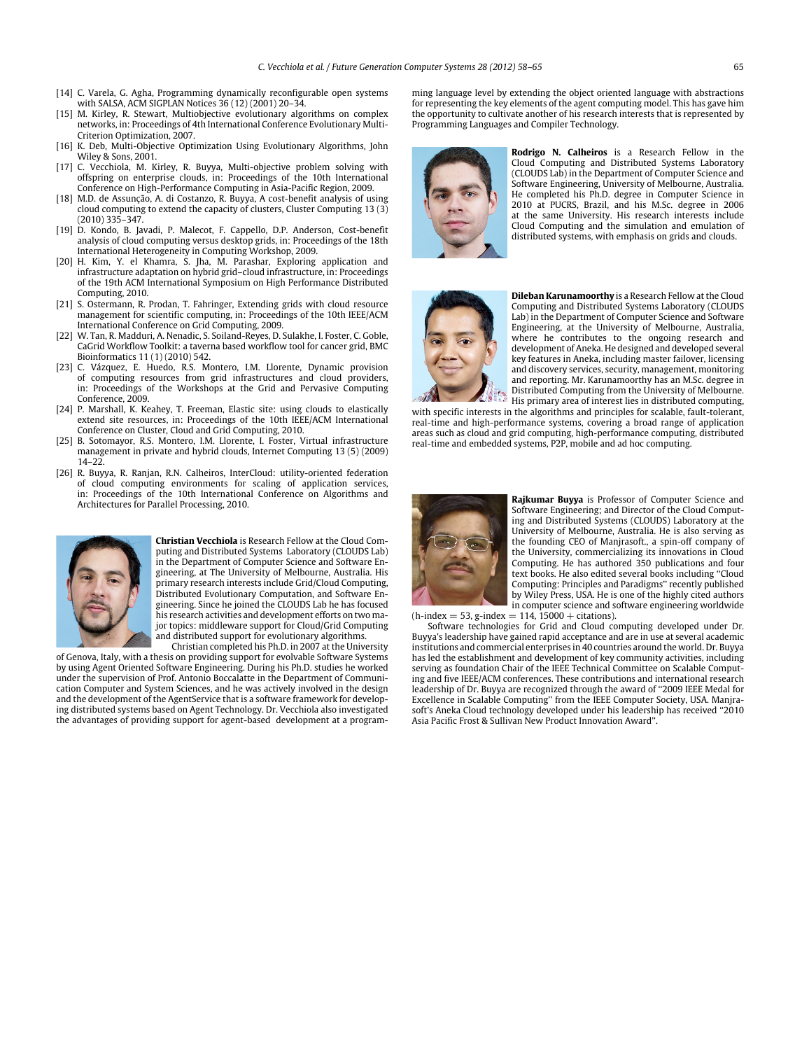[14] C. Varela, G. Agha, Programming dynamically reconfigurable open systems with SALSA, ACM SIGPLAN Notices 36 (12) (2001) 20–34.

[15] M. Kirley, R. Stewart, Multiobjective evolutionary algorithms on complex networks, in: Proceedings of 4th International Conference Evolutionary Multi-Criterion Optimization, 2007.

[16] K. Deb, Multi-Objective Optimization Using Evolutionary Algorithms, John Wiley & Sons, 2001.

[17] C. Vecchiola, M. Kirley, R. Buyya, Multi-objective problem solving with offspring on enterprise clouds, in: Proceedings of the 10th International Conference on High-Performance Computing in Asia-Pacific Region, 2009.

[18] M.D. de Assunção, A. di Costanzo, R. Buyya, A cost-benefit analysis of using cloud computing to extend the capacity of clusters, Cluster Computing 13 (3) (2010) 335–347.

[19] D. Kondo, B. Javadi, P. Malecot, F. Cappello, D.P. Anderson, Cost-benefit analysis of cloud computing versus desktop grids, in: Proceedings of the 18th International Heterogeneity in Computing Workshop, 2009.

[20] H. Kim, Y. el Khamra, S. Jha, M. Parashar, Exploring application and infrastructure adaptation on hybrid grid–cloud infrastructure, in: Proceedings of the 19th ACM International Symposium on High Performance Distributed Computing, 2010.

[21] S. Ostermann, R. Prodan, T. Fahringer, Extending grids with cloud resource management for scientific computing, in: Proceedings of the 10th IEEE/ACM International Conference on Grid Computing, 2009.

[22] W. Tan, R. Madduri, A. Nenadic, S. Soiland-Reyes, D. Sulakhe, I. Foster, C. Goble, CaGrid Workflow Toolkit: a taverna based workflow tool for cancer grid, BMC Bioinformatics 11 (1) (2010) 542.

[23] C. Vázquez, E. Huedo, R.S. Montero, I.M. Llorente, Dynamic provision of computing resources from grid infrastructures and cloud providers, in: Proceedings of the Workshops at the Grid and Pervasive Computing Conference, 2009.

[24] P. Marshall, K. Keahey, T. Freeman, Elastic site: using clouds to elastically extend site resources, in: Proceedings of the 10th IEEE/ACM International Conference on Cluster, Cloud and Grid Computing, 2010.

[25] B. Sotomayor, R.S. Montero, I.M. Llorente, I. Foster, Virtual infrastructure management in private and hybrid clouds, Internet Computing 13 (5) (2009) 14–22.

[26] R. Buyya, R. Ranjan, R.N. Calheiros, InterCloud: utility-oriented federation of cloud computing environments for scaling of application services, in: Proceedings of the 10th International Conference on Algorithms and Architectures for Parallel Processing, 2010.

**Christian Vecchiola** is Research Fellow at the Cloud Computing and Distributed Systems Laboratory (CLOUDS Lab) in the Department of Computer Science and Software Engineering, at The University of Melbourne, Australia. His primary research interests include Grid/Cloud Computing, Distributed Evolutionary Computation, and Software Engineering. Since he joined the CLOUDS Lab he has focused his research activities and development efforts on two major topics: middleware support for Cloud/Grid Computing and distributed support for evolutionary algorithms.

Christian completed his Ph.D. in 2007 at the University of Genova, Italy, with a thesis on providing support for evolvable Software Systems by using Agent Oriented Software Engineering. During his Ph.D. studies he worked under the supervision of Prof. Antonio Boccalatte in the Department of Communication Computer and System Sciences, and he was actively involved in the design and the development of the AgentService that is a software framework for developing distributed systems based on Agent Technology. Dr. Vecchiola also investigated the advantages of providing support for agent-based development at a programming language level by extending the object oriented language with abstractions for representing the key elements of the agent computing model. This has gave him the opportunity to cultivate another of his research interests that is represented by Programming Languages and Compiler Technology.

**Rodrigo N. Calheiros** is a Research Fellow in the Cloud Computing and Distributed Systems Laboratory (CLOUDS Lab) in the Department of Computer Science and Software Engineering, University of Melbourne, Australia. He completed his Ph.D. degree in Computer Science in 2010 at PUCRS, Brazil, and his M.Sc. degree in 2006 at the same University. His research interests include Cloud Computing and the simulation and emulation of distributed systems, with emphasis on grids and clouds.

**Dileban Karunamoorthy** is a Research Fellow at the Cloud Computing and Distributed Systems Laboratory (CLOUDS Lab) in the Department of Computer Science and Software Engineering, at the University of Melbourne, Australia, where he contributes to the ongoing research and development of Aneka. He designed and developed several key features in Aneka, including master failover, licensing and discovery services, security, management, monitoring and reporting. Mr. Karunamoorthy has an M.Sc. degree in Distributed Computing from the University of Melbourne. His primary area of interest lies in distributed computing, with specific interests in the algorithms and principles for scalable, fault-tolerant, real-time and high-performance systems, covering a broad range of application areas such as cloud and grid computing, high-performance computing, distributed real-time and embedded systems, P2P, mobile and ad hoc computing.

**Rajkumar Buyya** is Professor of Computer Science and Software Engineering; and Director of the Cloud Computing and Distributed Systems (CLOUDS) Laboratory at the University of Melbourne, Australia. He is also serving as the founding CEO of Manjrasoft., a spin-off company of the University, commercializing its innovations in Cloud Computing. He has authored 350 publications and four text books. He also edited several books including "Cloud Computing: Principles and Paradigms" recently published by Wiley Press, USA. He is one of the highly cited authors in computer science and software engineering worldwide (h-index = 53, g-index = 114, 15000 + citations).

Software technologies for Grid and Cloud computing developed under Dr. Buyya's leadership have gained rapid acceptance and are in use at several academic institutions and commercial enterprises in 40 countries around the world. Dr. Buyya has led the establishment and development of key community activities, including serving as foundation Chair of the IEEE Technical Committee on Scalable Computing and five IEEE/ACM conferences. These contributions and international research leadership of Dr. Buyya are recognized through the award of "2009 IEEE Medal for Excellence in Scalable Computing" from the IEEE Computer Society, USA. Manjrasoft's Aneka Cloud technology developed under his leadership has received "2010 Asia Pacific Frost & Sullivan New Product Innovation Award".